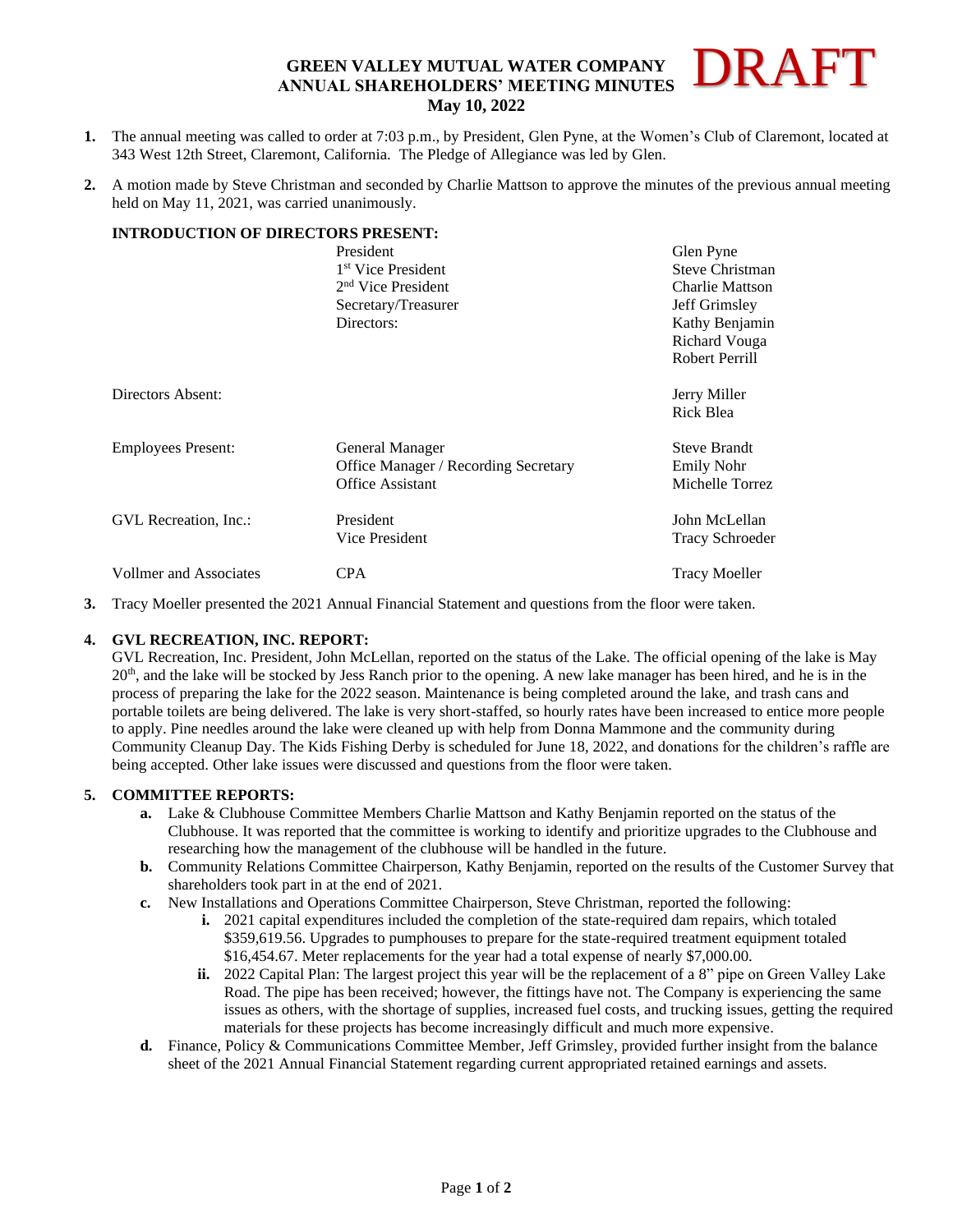# GREEN VALLEY MUTUAL WATER COMPANY ANNUAL SHAREHOLDERS' MEETING MINUTES

**DRAFT**

**May 10, 2022**

1. The annual meeting was called to order at 7:03 p.m., by President, Glen Pyne, at the Women's Club of Claremont, located at 343 West 12th Street, Claremont, California. The Pledge of Allegiance was led by Glen.

2. A motion made by Steve Christman and seconded by Charlie Mattson to approve the minutes of the previous annual meeting held on May 11, 2021, was carried unanimously.

**INTRODUCTION OF DIRECTORS PRESENT:**

| | | |
|---|---|---|
| | President | Glen Pyne |
| | 1st Vice President | Steve Christman |
| | 2nd Vice President | Charlie Mattson |
| | Secretary/Treasurer | Jeff Grimsley |
| | Directors: | Kathy Benjamin |
| | | Richard Vouga |
| | | Robert Perrill |
| Directors Absent: | | Jerry Miller |
| | | Rick Blea |
| Employees Present: | General Manager | Steve Brandt |
| | Office Manager / Recording Secretary | Emily Nohr |
| | Office Assistant | Michelle Torrez |
| GVL Recreation, Inc.: | President | John McLellan |
| | Vice President | Tracy Schroeder |
| Vollmer and Associates | CPA | Tracy Moeller |

3. Tracy Moeller presented the 2021 Annual Financial Statement and questions from the floor were taken.

4. **GVL RECREATION, INC. REPORT:**
   GVL Recreation, Inc. President, John McLellan, reported on the status of the Lake. The official opening of the lake is May 20th, and the lake will be stocked by Jess Ranch prior to the opening. A new lake manager has been hired, and he is in the process of preparing the lake for the 2022 season. Maintenance is being completed around the lake, and trash cans and portable toilets are being delivered. The lake is very short-staffed, so hourly rates have been increased to entice more people to apply. Pine needles around the lake were cleaned up with help from Donna Mammone and the community during Community Cleanup Day. The Kids Fishing Derby is scheduled for June 18, 2022, and donations for the children's raffle are being accepted. Other lake issues were discussed and questions from the floor were taken.

5. **COMMITTEE REPORTS:**
   a. Lake & Clubhouse Committee Members Charlie Mattson and Kathy Benjamin reported on the status of the Clubhouse. It was reported that the committee is working to identify and prioritize upgrades to the Clubhouse and researching how the management of the clubhouse will be handled in the future.
   b. Community Relations Committee Chairperson, Kathy Benjamin, reported on the results of the Customer Survey that shareholders took part in at the end of 2021.
   c. New Installations and Operations Committee Chairperson, Steve Christman, reported the following:
      i. 2021 capital expenditures included the completion of the state-required dam repairs, which totaled \$359,619.56. Upgrades to pumphouses to prepare for the state-required treatment equipment totaled \$16,454.67. Meter replacements for the year had a total expense of nearly \$7,000.00.
      ii. 2022 Capital Plan: The largest project this year will be the replacement of a 8" pipe on Green Valley Lake Road. The pipe has been received; however, the fittings have not. The Company is experiencing the same issues as others, with the shortage of supplies, increased fuel costs, and trucking issues, getting the required materials for these projects has become increasingly difficult and much more expensive.
   d. Finance, Policy & Communications Committee Member, Jeff Grimsley, provided further insight from the balance sheet of the 2021 Annual Financial Statement regarding current appropriated retained earnings and assets.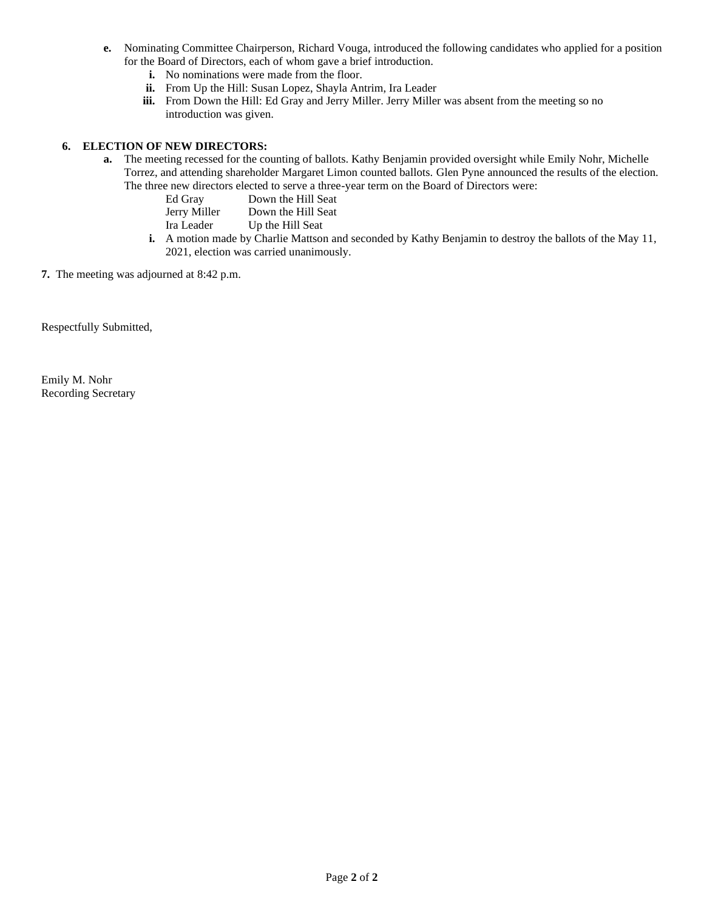e. Nominating Committee Chairperson, Richard Vouga, introduced the following candidates who applied for a position for the Board of Directors, each of whom gave a brief introduction.
   i. No nominations were made from the floor.
   ii. From Up the Hill: Susan Lopez, Shayla Antrim, Ira Leader
   iii. From Down the Hill: Ed Gray and Jerry Miller. Jerry Miller was absent from the meeting so no introduction was given.

**6. ELECTION OF NEW DIRECTORS:**

a. The meeting recessed for the counting of ballots. Kathy Benjamin provided oversight while Emily Nohr, Michelle Torrez, and attending shareholder Margaret Limon counted ballots. Glen Pyne announced the results of the election. The three new directors elected to serve a three-year term on the Board of Directors were:

| | |
|---|---|
| Ed Gray | Down the Hill Seat |
| Jerry Miller | Down the Hill Seat |
| Ira Leader | Up the Hill Seat |

   i. A motion made by Charlie Mattson and seconded by Kathy Benjamin to destroy the ballots of the May 11, 2021, election was carried unanimously.

**7.** The meeting was adjourned at 8:42 p.m.

Respectfully Submitted,

Emily M. Nohr
Recording Secretary